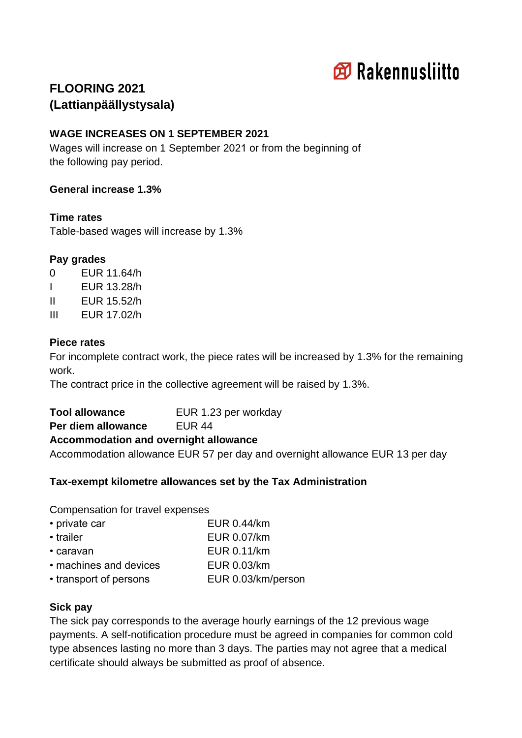Rakennusliitto

# FLOORING 2021 (Lattianpäällystysala)

## WAGE INCREASES ON 1 SEPTEMBER 2021

Wages will increase on 1 September 2021 or from the beginning of the following pay period.

**General increase 1.3%**

**Time rates**

Table-based wages will increase by 1.3%

**Pay grades**

| | |
|---|---|
| 0 | EUR 11.64/h |
| I | EUR 13.28/h |
| II | EUR 15.52/h |
| III | EUR 17.02/h |

**Piece rates**

For incomplete contract work, the piece rates will be increased by 1.3% for the remaining work.
The contract price in the collective agreement will be raised by 1.3%.

**Tool allowance** EUR 1.23 per workday
**Per diem allowance** EUR 44
**Accommodation and overnight allowance**
Accommodation allowance EUR 57 per day and overnight allowance EUR 13 per day

**Tax-exempt kilometre allowances set by the Tax Administration**

Compensation for travel expenses

| | |
|---|---|
| • private car | EUR 0.44/km |
| • trailer | EUR 0.07/km |
| • caravan | EUR 0.11/km |
| • machines and devices | EUR 0.03/km |
| • transport of persons | EUR 0.03/km/person |

**Sick pay**

The sick pay corresponds to the average hourly earnings of the 12 previous wage payments. A self-notification procedure must be agreed in companies for common cold type absences lasting no more than 3 days. The parties may not agree that a medical certificate should always be submitted as proof of absence.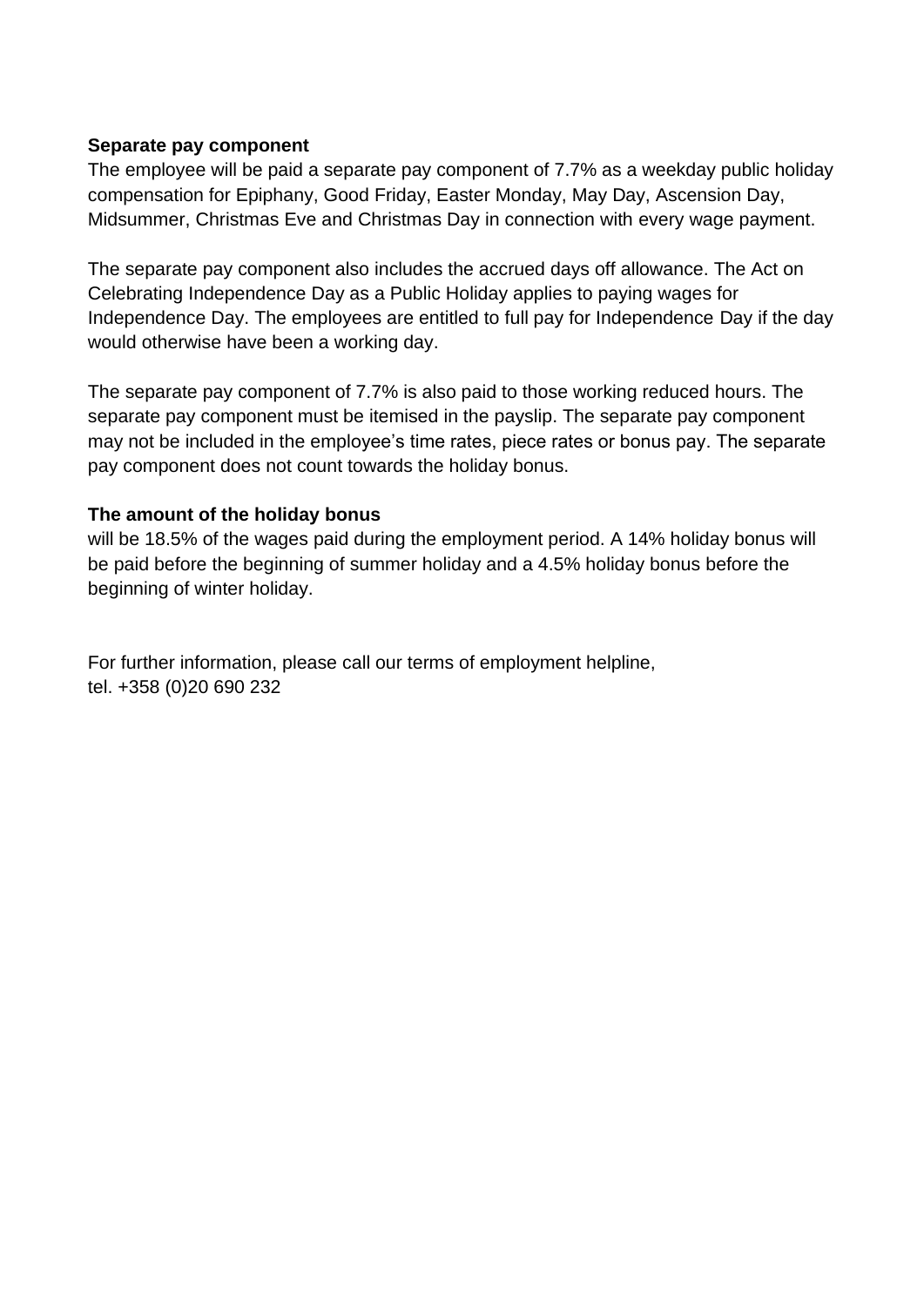**Separate pay component**

The employee will be paid a separate pay component of 7.7% as a weekday public holiday compensation for Epiphany, Good Friday, Easter Monday, May Day, Ascension Day, Midsummer, Christmas Eve and Christmas Day in connection with every wage payment.

The separate pay component also includes the accrued days off allowance. The Act on Celebrating Independence Day as a Public Holiday applies to paying wages for Independence Day. The employees are entitled to full pay for Independence Day if the day would otherwise have been a working day.

The separate pay component of 7.7% is also paid to those working reduced hours. The separate pay component must be itemised in the payslip. The separate pay component may not be included in the employee's time rates, piece rates or bonus pay. The separate pay component does not count towards the holiday bonus.

**The amount of the holiday bonus**

will be 18.5% of the wages paid during the employment period. A 14% holiday bonus will be paid before the beginning of summer holiday and a 4.5% holiday bonus before the beginning of winter holiday.

For further information, please call our terms of employment helpline,
tel. +358 (0)20 690 232